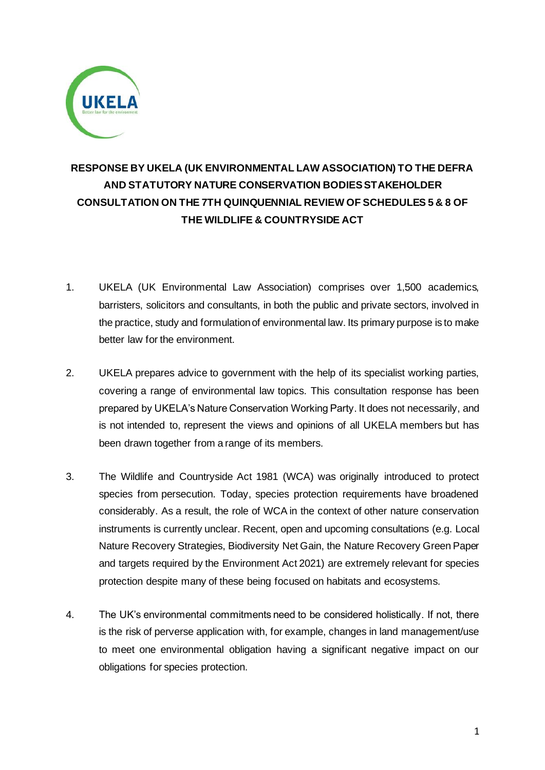# RESPONSE BY UKELA (UK ENVIRONMENTAL LAW ASSOCIATION) TO THE DEFRA AND STATUTORY NATURE CONSERVATION BODIES STAKEHOLDER CONSULTATION ON THE 7TH QUINQUENNIAL REVIEW OF SCHEDULES 5 & 8 OF THE WILDLIFE & COUNTRYSIDE ACT

1. UKELA (UK Environmental Law Association) comprises over 1,500 academics, barristers, solicitors and consultants, in both the public and private sectors, involved in the practice, study and formulation of environmental law. Its primary purpose is to make better law for the environment.

2. UKELA prepares advice to government with the help of its specialist working parties, covering a range of environmental law topics. This consultation response has been prepared by UKELA's Nature Conservation Working Party. It does not necessarily, and is not intended to, represent the views and opinions of all UKELA members but has been drawn together from a range of its members.

3. The Wildlife and Countryside Act 1981 (WCA) was originally introduced to protect species from persecution. Today, species protection requirements have broadened considerably. As a result, the role of WCA in the context of other nature conservation instruments is currently unclear. Recent, open and upcoming consultations (e.g. Local Nature Recovery Strategies, Biodiversity Net Gain, the Nature Recovery Green Paper and targets required by the Environment Act 2021) are extremely relevant for species protection despite many of these being focused on habitats and ecosystems.

4. The UK's environmental commitments need to be considered holistically. If not, there is the risk of perverse application with, for example, changes in land management/use to meet one environmental obligation having a significant negative impact on our obligations for species protection.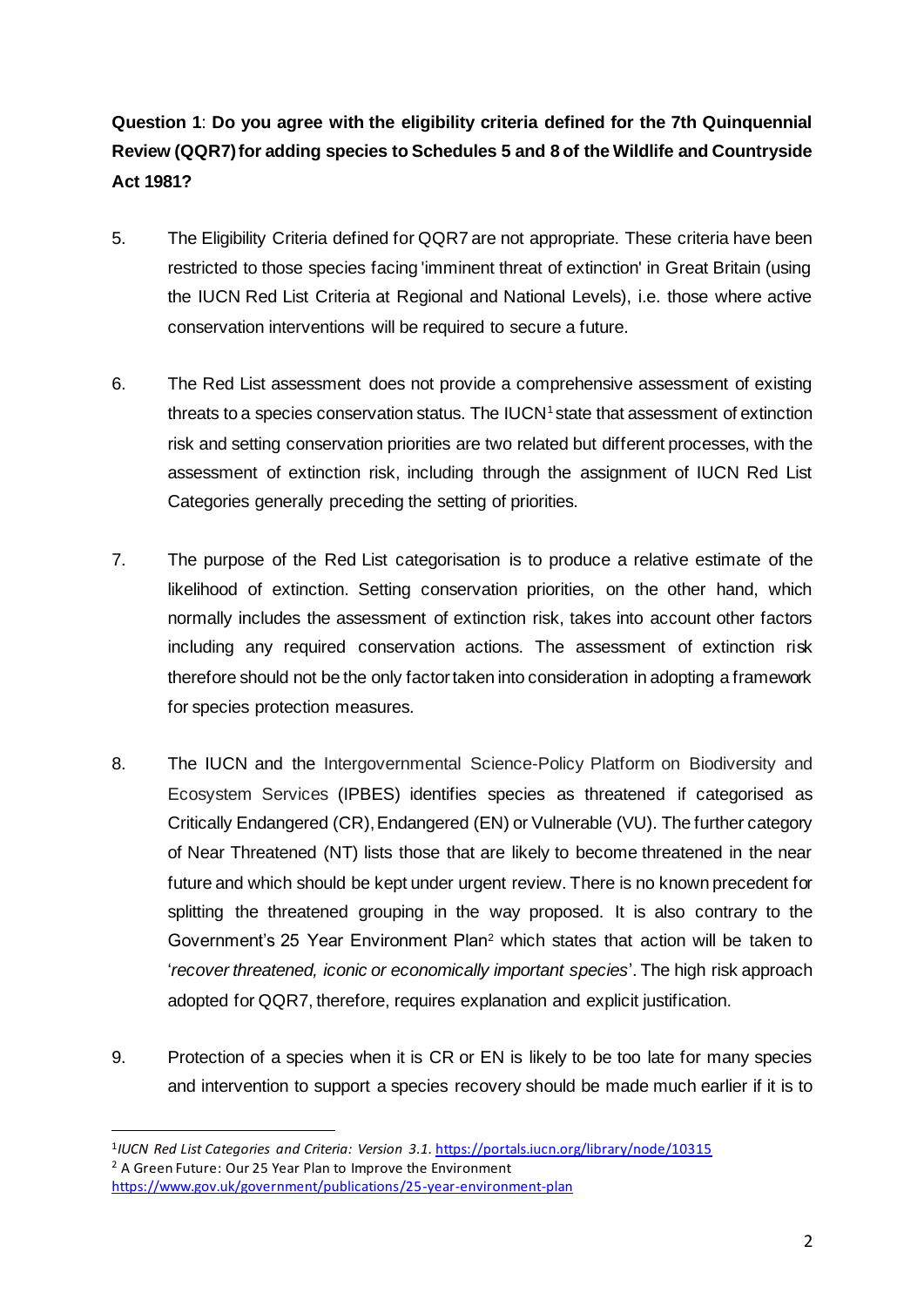**Question 1**: **Do you agree with the eligibility criteria defined for the 7th Quinquennial Review (QQR7) for adding species to Schedules 5 and 8 of the Wildlife and Countryside Act 1981?**

5. The Eligibility Criteria defined for QQR7 are not appropriate. These criteria have been restricted to those species facing 'imminent threat of extinction' in Great Britain (using the IUCN Red List Criteria at Regional and National Levels), i.e. those where active conservation interventions will be required to secure a future.

6. The Red List assessment does not provide a comprehensive assessment of existing threats to a species conservation status. The IUCN[1] state that assessment of extinction risk and setting conservation priorities are two related but different processes, with the assessment of extinction risk, including through the assignment of IUCN Red List Categories generally preceding the setting of priorities.

7. The purpose of the Red List categorisation is to produce a relative estimate of the likelihood of extinction. Setting conservation priorities, on the other hand, which normally includes the assessment of extinction risk, takes into account other factors including any required conservation actions. The assessment of extinction risk therefore should not be the only factor taken into consideration in adopting a framework for species protection measures.

8. The IUCN and the Intergovernmental Science-Policy Platform on Biodiversity and Ecosystem Services (IPBES) identifies species as threatened if categorised as Critically Endangered (CR), Endangered (EN) or Vulnerable (VU). The further category of Near Threatened (NT) lists those that are likely to become threatened in the near future and which should be kept under urgent review. There is no known precedent for splitting the threatened grouping in the way proposed. It is also contrary to the Government's 25 Year Environment Plan[2] which states that action will be taken to '*recover threatened, iconic or economically important species*'. The high risk approach adopted for QQR7, therefore, requires explanation and explicit justification.

9. Protection of a species when it is CR or EN is likely to be too late for many species and intervention to support a species recovery should be made much earlier if it is to

---

[1] *IUCN Red List Categories and Criteria: Version 3.1.* https://portals.iucn.org/library/node/10315

[2] A Green Future: Our 25 Year Plan to Improve the Environment https://www.gov.uk/government/publications/25-year-environment-plan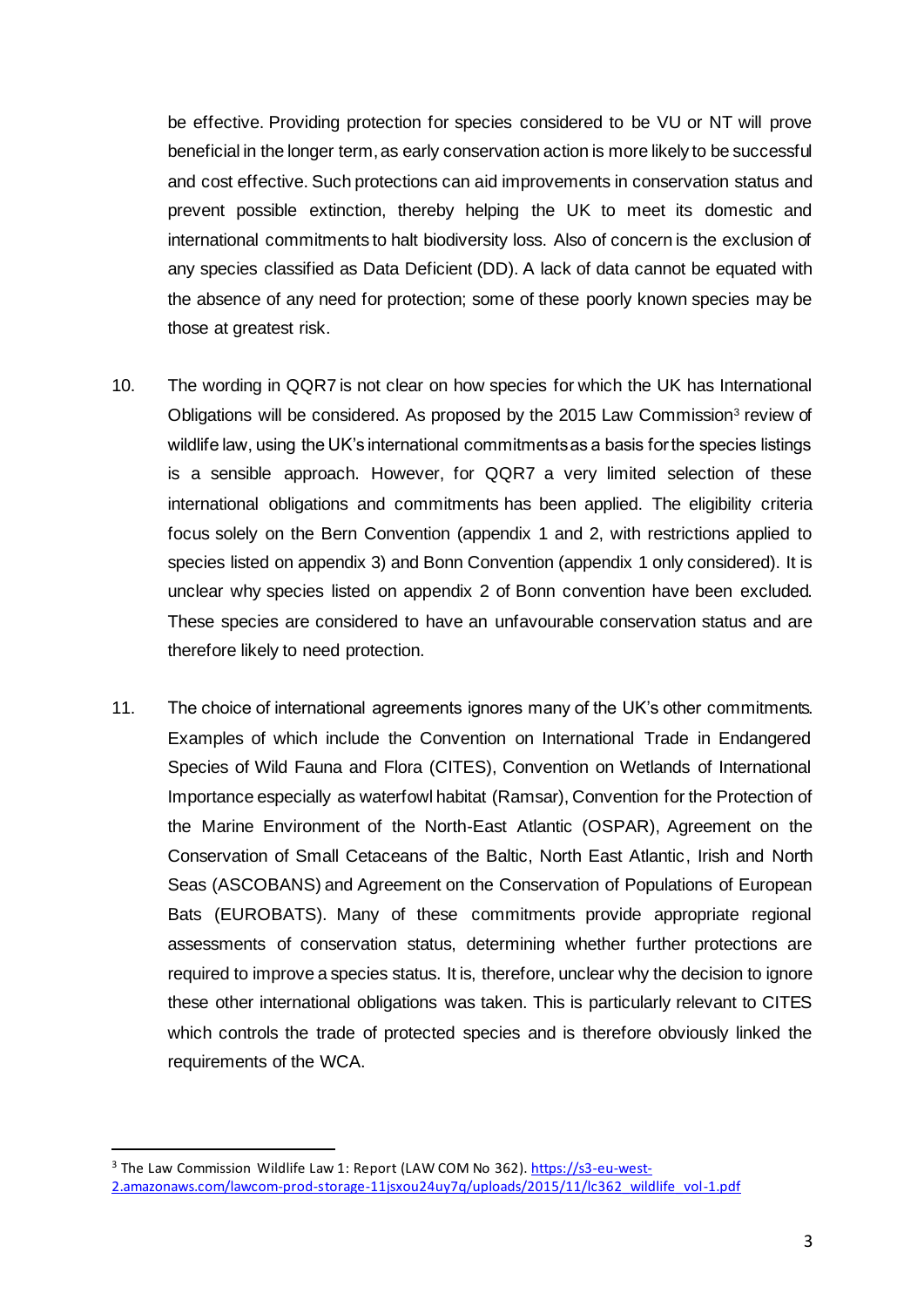be effective. Providing protection for species considered to be VU or NT will prove beneficial in the longer term, as early conservation action is more likely to be successful and cost effective. Such protections can aid improvements in conservation status and prevent possible extinction, thereby helping the UK to meet its domestic and international commitments to halt biodiversity loss. Also of concern is the exclusion of any species classified as Data Deficient (DD). A lack of data cannot be equated with the absence of any need for protection; some of these poorly known species may be those at greatest risk.

10. The wording in QQR7 is not clear on how species for which the UK has International Obligations will be considered. As proposed by the 2015 Law Commission[3] review of wildlife law, using the UK's international commitments as a basis for the species listings is a sensible approach. However, for QQR7 a very limited selection of these international obligations and commitments has been applied. The eligibility criteria focus solely on the Bern Convention (appendix 1 and 2, with restrictions applied to species listed on appendix 3) and Bonn Convention (appendix 1 only considered). It is unclear why species listed on appendix 2 of Bonn convention have been excluded. These species are considered to have an unfavourable conservation status and are therefore likely to need protection.

11. The choice of international agreements ignores many of the UK's other commitments. Examples of which include the Convention on International Trade in Endangered Species of Wild Fauna and Flora (CITES), Convention on Wetlands of International Importance especially as waterfowl habitat (Ramsar), Convention for the Protection of the Marine Environment of the North-East Atlantic (OSPAR), Agreement on the Conservation of Small Cetaceans of the Baltic, North East Atlantic, Irish and North Seas (ASCOBANS) and Agreement on the Conservation of Populations of European Bats (EUROBATS). Many of these commitments provide appropriate regional assessments of conservation status, determining whether further protections are required to improve a species status. It is, therefore, unclear why the decision to ignore these other international obligations was taken. This is particularly relevant to CITES which controls the trade of protected species and is therefore obviously linked the requirements of the WCA.

[3] The Law Commission Wildlife Law 1: Report (LAW COM No 362). https://s3-eu-west-2.amazonaws.com/lawcom-prod-storage-11jsxou24uy7q/uploads/2015/11/lc362_wildlife_vol-1.pdf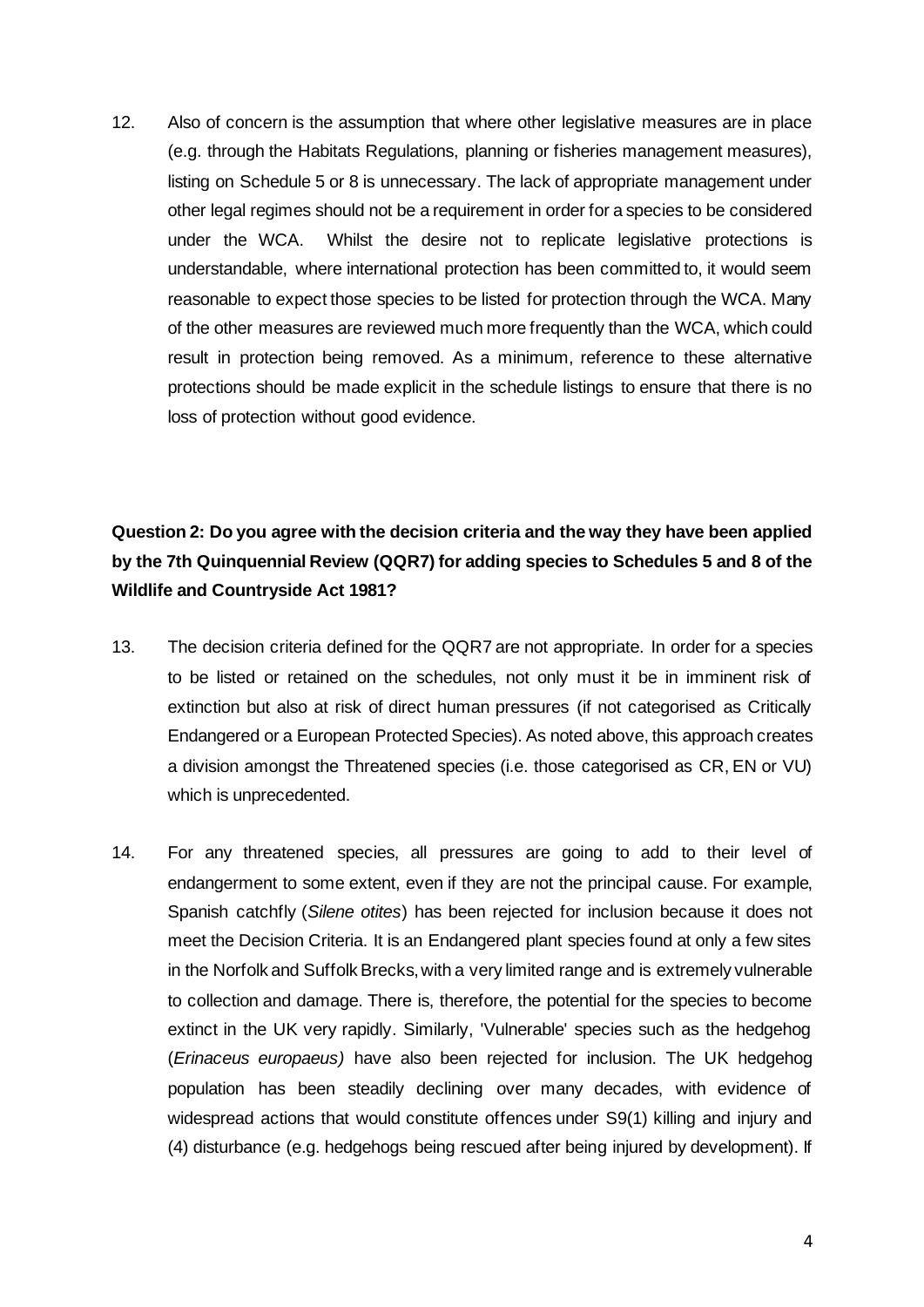12. Also of concern is the assumption that where other legislative measures are in place (e.g. through the Habitats Regulations, planning or fisheries management measures), listing on Schedule 5 or 8 is unnecessary. The lack of appropriate management under other legal regimes should not be a requirement in order for a species to be considered under the WCA. Whilst the desire not to replicate legislative protections is understandable, where international protection has been committed to, it would seem reasonable to expect those species to be listed for protection through the WCA. Many of the other measures are reviewed much more frequently than the WCA, which could result in protection being removed. As a minimum, reference to these alternative protections should be made explicit in the schedule listings to ensure that there is no loss of protection without good evidence.

**Question 2: Do you agree with the decision criteria and the way they have been applied by the 7th Quinquennial Review (QQR7) for adding species to Schedules 5 and 8 of the Wildlife and Countryside Act 1981?**

13. The decision criteria defined for the QQR7 are not appropriate. In order for a species to be listed or retained on the schedules, not only must it be in imminent risk of extinction but also at risk of direct human pressures (if not categorised as Critically Endangered or a European Protected Species). As noted above, this approach creates a division amongst the Threatened species (i.e. those categorised as CR, EN or VU) which is unprecedented.

14. For any threatened species, all pressures are going to add to their level of endangerment to some extent, even if they are not the principal cause. For example, Spanish catchfly (*Silene otites*) has been rejected for inclusion because it does not meet the Decision Criteria. It is an Endangered plant species found at only a few sites in the Norfolk and Suffolk Brecks, with a very limited range and is extremely vulnerable to collection and damage. There is, therefore, the potential for the species to become extinct in the UK very rapidly. Similarly, 'Vulnerable' species such as the hedgehog (*Erinaceus europaeus)* have also been rejected for inclusion. The UK hedgehog population has been steadily declining over many decades, with evidence of widespread actions that would constitute offences under S9(1) killing and injury and (4) disturbance (e.g. hedgehogs being rescued after being injured by development). If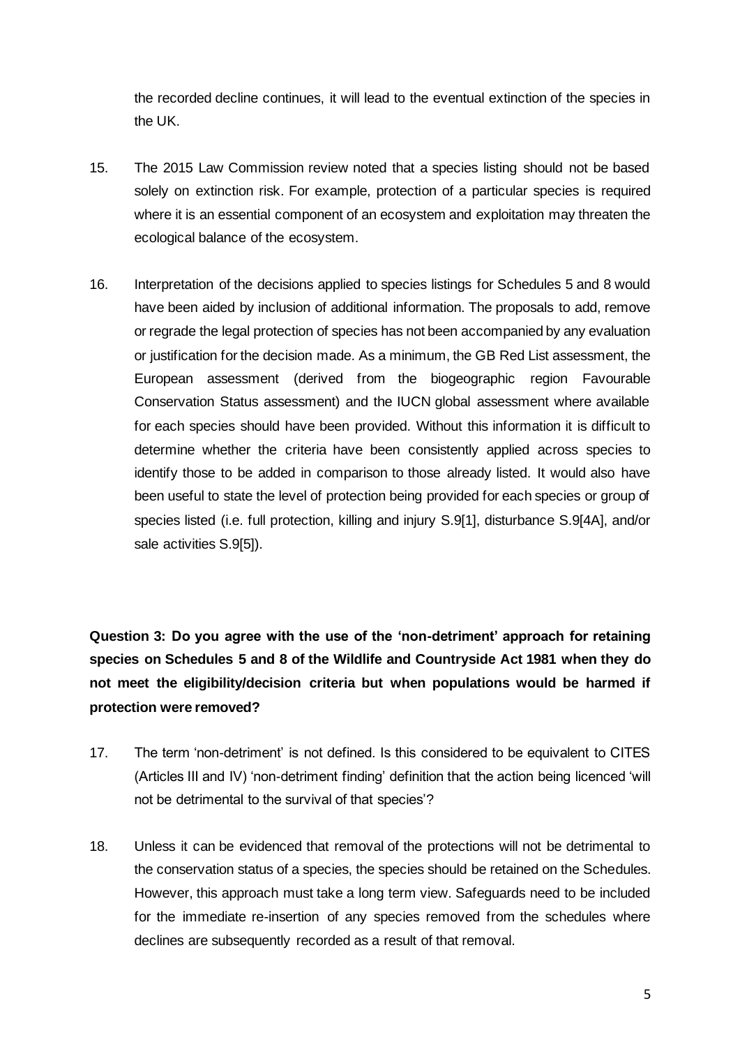the recorded decline continues, it will lead to the eventual extinction of the species in the UK.

15. The 2015 Law Commission review noted that a species listing should not be based solely on extinction risk. For example, protection of a particular species is required where it is an essential component of an ecosystem and exploitation may threaten the ecological balance of the ecosystem.

16. Interpretation of the decisions applied to species listings for Schedules 5 and 8 would have been aided by inclusion of additional information. The proposals to add, remove or regrade the legal protection of species has not been accompanied by any evaluation or justification for the decision made. As a minimum, the GB Red List assessment, the European assessment (derived from the biogeographic region Favourable Conservation Status assessment) and the IUCN global assessment where available for each species should have been provided. Without this information it is difficult to determine whether the criteria have been consistently applied across species to identify those to be added in comparison to those already listed. It would also have been useful to state the level of protection being provided for each species or group of species listed (i.e. full protection, killing and injury S.9[1], disturbance S.9[4A], and/or sale activities S.9[5]).

**Question 3: Do you agree with the use of the 'non-detriment' approach for retaining species on Schedules 5 and 8 of the Wildlife and Countryside Act 1981 when they do not meet the eligibility/decision criteria but when populations would be harmed if protection were removed?**

17. The term 'non-detriment' is not defined. Is this considered to be equivalent to CITES (Articles III and IV) 'non-detriment finding' definition that the action being licenced 'will not be detrimental to the survival of that species'?

18. Unless it can be evidenced that removal of the protections will not be detrimental to the conservation status of a species, the species should be retained on the Schedules. However, this approach must take a long term view. Safeguards need to be included for the immediate re-insertion of any species removed from the schedules where declines are subsequently recorded as a result of that removal.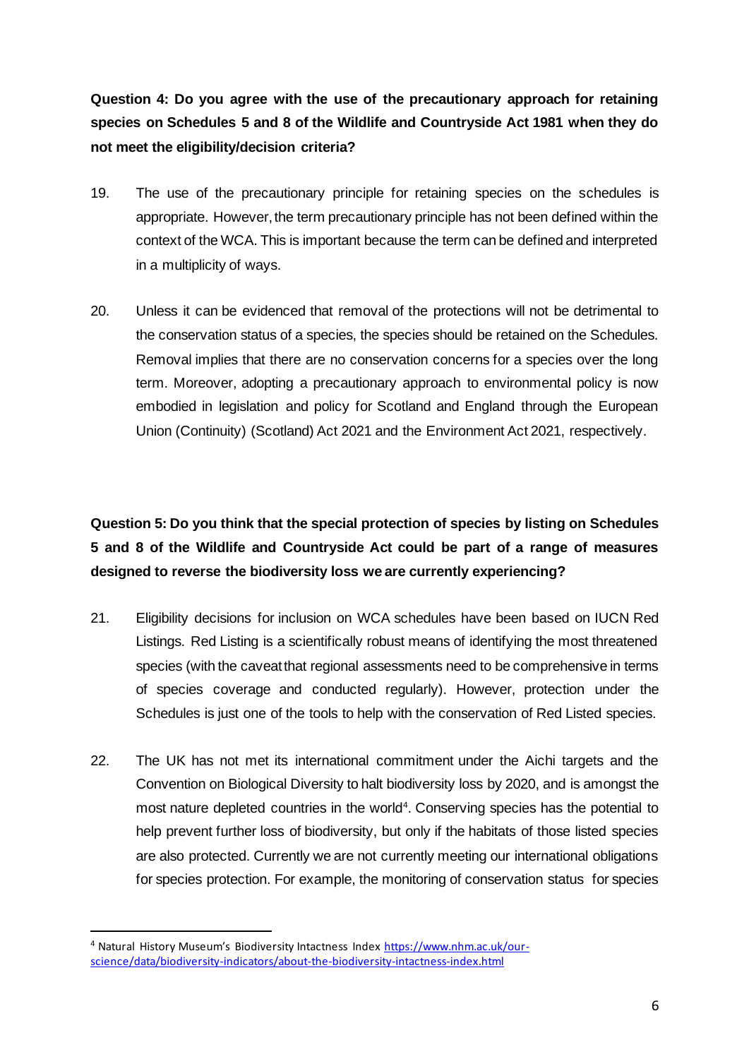**Question 4: Do you agree with the use of the precautionary approach for retaining species on Schedules 5 and 8 of the Wildlife and Countryside Act 1981 when they do not meet the eligibility/decision criteria?**

19. The use of the precautionary principle for retaining species on the schedules is appropriate. However, the term precautionary principle has not been defined within the context of the WCA. This is important because the term can be defined and interpreted in a multiplicity of ways.

20. Unless it can be evidenced that removal of the protections will not be detrimental to the conservation status of a species, the species should be retained on the Schedules. Removal implies that there are no conservation concerns for a species over the long term. Moreover, adopting a precautionary approach to environmental policy is now embodied in legislation and policy for Scotland and England through the European Union (Continuity) (Scotland) Act 2021 and the Environment Act 2021, respectively.

**Question 5: Do you think that the special protection of species by listing on Schedules 5 and 8 of the Wildlife and Countryside Act could be part of a range of measures designed to reverse the biodiversity loss we are currently experiencing?**

21. Eligibility decisions for inclusion on WCA schedules have been based on IUCN Red Listings. Red Listing is a scientifically robust means of identifying the most threatened species (with the caveat that regional assessments need to be comprehensive in terms of species coverage and conducted regularly). However, protection under the Schedules is just one of the tools to help with the conservation of Red Listed species.

22. The UK has not met its international commitment under the Aichi targets and the Convention on Biological Diversity to halt biodiversity loss by 2020, and is amongst the most nature depleted countries in the world[4]. Conserving species has the potential to help prevent further loss of biodiversity, but only if the habitats of those listed species are also protected. Currently we are not currently meeting our international obligations for species protection. For example, the monitoring of conservation status for species

---

[4] Natural History Museum's Biodiversity Intactness Index https://www.nhm.ac.uk/our-science/data/biodiversity-indicators/about-the-biodiversity-intactness-index.html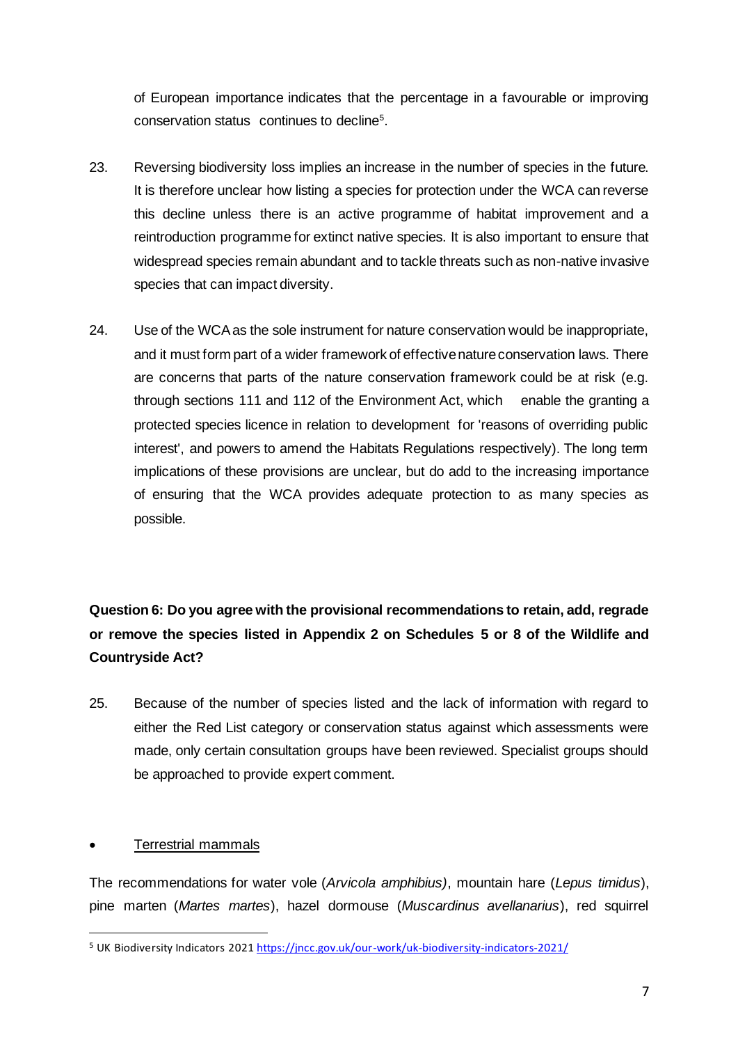of European importance indicates that the percentage in a favourable or improving conservation status continues to decline[5].

23. Reversing biodiversity loss implies an increase in the number of species in the future. It is therefore unclear how listing a species for protection under the WCA can reverse this decline unless there is an active programme of habitat improvement and a reintroduction programme for extinct native species. It is also important to ensure that widespread species remain abundant and to tackle threats such as non-native invasive species that can impact diversity.

24. Use of the WCA as the sole instrument for nature conservation would be inappropriate, and it must form part of a wider framework of effective nature conservation laws. There are concerns that parts of the nature conservation framework could be at risk (e.g. through sections 111 and 112 of the Environment Act, which enable the granting a protected species licence in relation to development for 'reasons of overriding public interest', and powers to amend the Habitats Regulations respectively). The long term implications of these provisions are unclear, but do add to the increasing importance of ensuring that the WCA provides adequate protection to as many species as possible.

**Question 6: Do you agree with the provisional recommendations to retain, add, regrade or remove the species listed in Appendix 2 on Schedules 5 or 8 of the Wildlife and Countryside Act?**

25. Because of the number of species listed and the lack of information with regard to either the Red List category or conservation status against which assessments were made, only certain consultation groups have been reviewed. Specialist groups should be approached to provide expert comment.

- Terrestrial mammals

The recommendations for water vole (*Arvicola amphibius)*, mountain hare (*Lepus timidus*), pine marten (*Martes martes*), hazel dormouse (*Muscardinus avellanarius*), red squirrel

[5] UK Biodiversity Indicators 2021 https://jncc.gov.uk/our-work/uk-biodiversity-indicators-2021/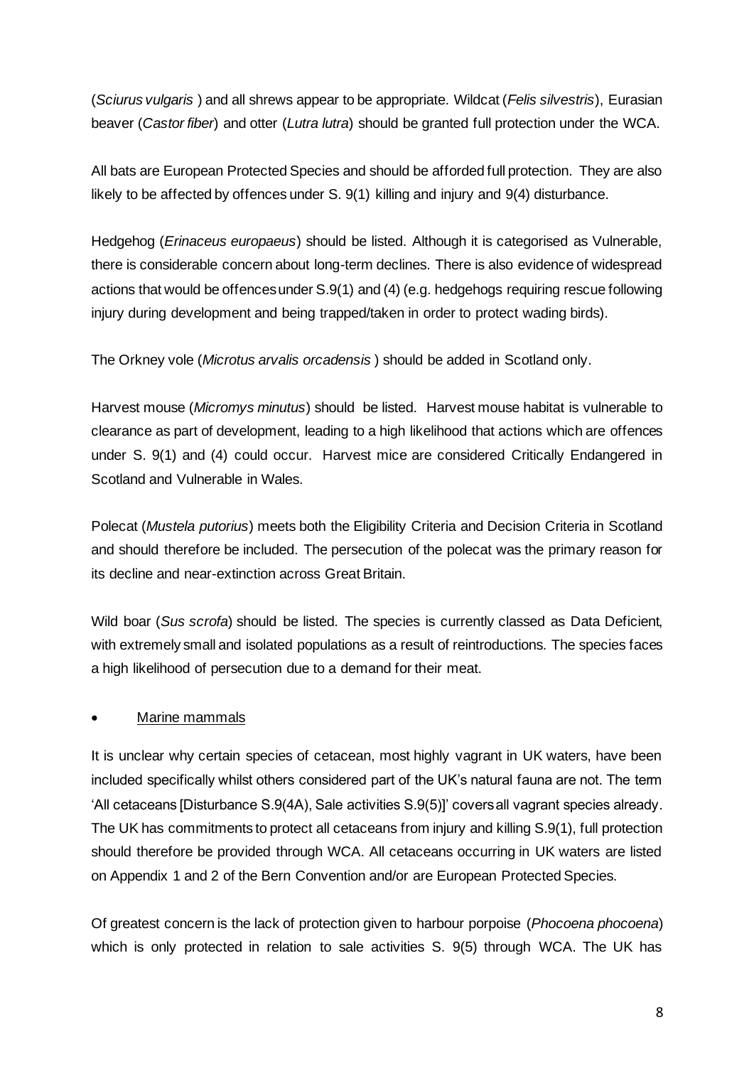(*Sciurus vulgaris* ) and all shrews appear to be appropriate. Wildcat (*Felis silvestris*), Eurasian beaver (*Castor fiber*) and otter (*Lutra lutra*) should be granted full protection under the WCA.

All bats are European Protected Species and should be afforded full protection. They are also likely to be affected by offences under S. 9(1) killing and injury and 9(4) disturbance.

Hedgehog (*Erinaceus europaeus*) should be listed. Although it is categorised as Vulnerable, there is considerable concern about long-term declines. There is also evidence of widespread actions that would be offences under S.9(1) and (4) (e.g. hedgehogs requiring rescue following injury during development and being trapped/taken in order to protect wading birds).

The Orkney vole (*Microtus arvalis orcadensis* ) should be added in Scotland only.

Harvest mouse (*Micromys minutus*) should be listed. Harvest mouse habitat is vulnerable to clearance as part of development, leading to a high likelihood that actions which are offences under S. 9(1) and (4) could occur. Harvest mice are considered Critically Endangered in Scotland and Vulnerable in Wales.

Polecat (*Mustela putorius*) meets both the Eligibility Criteria and Decision Criteria in Scotland and should therefore be included. The persecution of the polecat was the primary reason for its decline and near-extinction across Great Britain.

Wild boar (*Sus scrofa*) should be listed. The species is currently classed as Data Deficient, with extremely small and isolated populations as a result of reintroductions. The species faces a high likelihood of persecution due to a demand for their meat.

- Marine mammals

It is unclear why certain species of cetacean, most highly vagrant in UK waters, have been included specifically whilst others considered part of the UK's natural fauna are not. The term 'All cetaceans [Disturbance S.9(4A), Sale activities S.9(5)]' covers all vagrant species already. The UK has commitments to protect all cetaceans from injury and killing S.9(1), full protection should therefore be provided through WCA. All cetaceans occurring in UK waters are listed on Appendix 1 and 2 of the Bern Convention and/or are European Protected Species.

Of greatest concern is the lack of protection given to harbour porpoise (*Phocoena phocoena*) which is only protected in relation to sale activities S. 9(5) through WCA. The UK has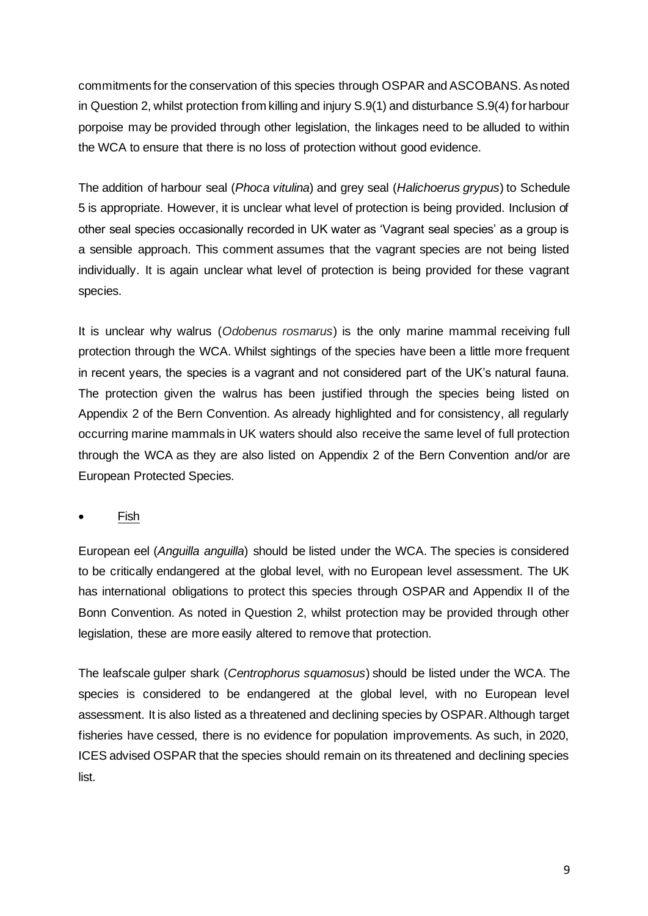commitments for the conservation of this species through OSPAR and ASCOBANS. As noted in Question 2, whilst protection from killing and injury S.9(1) and disturbance S.9(4) for harbour porpoise may be provided through other legislation, the linkages need to be alluded to within the WCA to ensure that there is no loss of protection without good evidence.

The addition of harbour seal (*Phoca vitulina*) and grey seal (*Halichoerus grypus*) to Schedule 5 is appropriate. However, it is unclear what level of protection is being provided. Inclusion of other seal species occasionally recorded in UK water as 'Vagrant seal species' as a group is a sensible approach. This comment assumes that the vagrant species are not being listed individually. It is again unclear what level of protection is being provided for these vagrant species.

It is unclear why walrus (*Odobenus rosmarus*) is the only marine mammal receiving full protection through the WCA. Whilst sightings of the species have been a little more frequent in recent years, the species is a vagrant and not considered part of the UK's natural fauna. The protection given the walrus has been justified through the species being listed on Appendix 2 of the Bern Convention. As already highlighted and for consistency, all regularly occurring marine mammals in UK waters should also receive the same level of full protection through the WCA as they are also listed on Appendix 2 of the Bern Convention and/or are European Protected Species.

- <u>Fish</u>

European eel (*Anguilla anguilla*) should be listed under the WCA. The species is considered to be critically endangered at the global level, with no European level assessment. The UK has international obligations to protect this species through OSPAR and Appendix II of the Bonn Convention. As noted in Question 2, whilst protection may be provided through other legislation, these are more easily altered to remove that protection.

The leafscale gulper shark (*Centrophorus squamosus*) should be listed under the WCA. The species is considered to be endangered at the global level, with no European level assessment. It is also listed as a threatened and declining species by OSPAR. Although target fisheries have cessed, there is no evidence for population improvements. As such, in 2020, ICES advised OSPAR that the species should remain on its threatened and declining species list.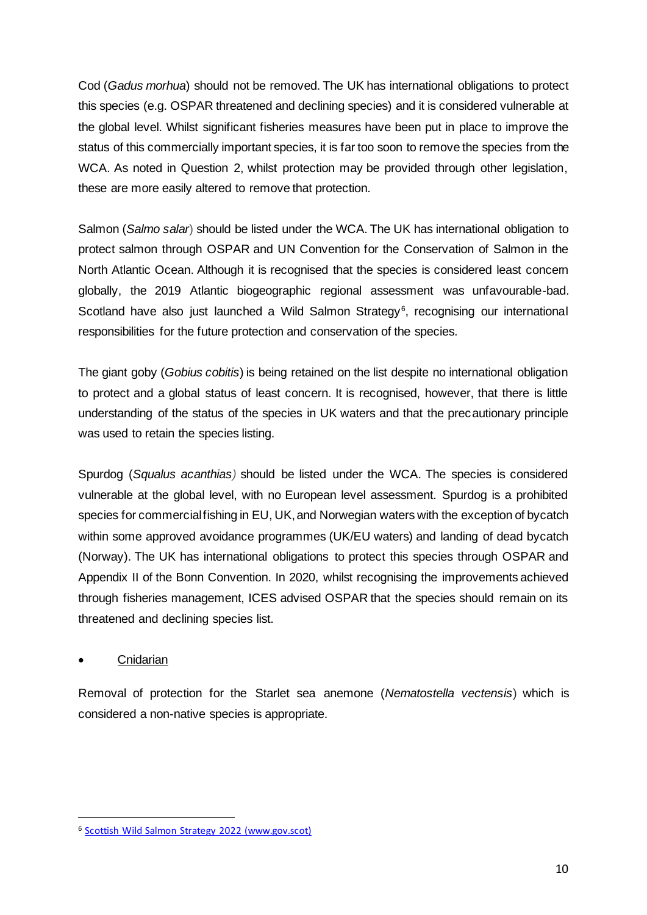Cod (*Gadus morhua*) should not be removed. The UK has international obligations to protect this species (e.g. OSPAR threatened and declining species) and it is considered vulnerable at the global level. Whilst significant fisheries measures have been put in place to improve the status of this commercially important species, it is far too soon to remove the species from the WCA. As noted in Question 2, whilst protection may be provided through other legislation, these are more easily altered to remove that protection.

Salmon (*Salmo salar*) should be listed under the WCA. The UK has international obligation to protect salmon through OSPAR and UN Convention for the Conservation of Salmon in the North Atlantic Ocean. Although it is recognised that the species is considered least concern globally, the 2019 Atlantic biogeographic regional assessment was unfavourable-bad. Scotland have also just launched a Wild Salmon Strategy[6], recognising our international responsibilities for the future protection and conservation of the species.

The giant goby (*Gobius cobitis*) is being retained on the list despite no international obligation to protect and a global status of least concern. It is recognised, however, that there is little understanding of the status of the species in UK waters and that the precautionary principle was used to retain the species listing.

Spurdog (*Squalus acanthias*) should be listed under the WCA. The species is considered vulnerable at the global level, with no European level assessment. Spurdog is a prohibited species for commercial fishing in EU, UK, and Norwegian waters with the exception of bycatch within some approved avoidance programmes (UK/EU waters) and landing of dead bycatch (Norway). The UK has international obligations to protect this species through OSPAR and Appendix II of the Bonn Convention. In 2020, whilst recognising the improvements achieved through fisheries management, ICES advised OSPAR that the species should remain on its threatened and declining species list.

- <u>Cnidarian</u>

Removal of protection for the Starlet sea anemone (*Nematostella vectensis*) which is considered a non-native species is appropriate.

---

[6] [Scottish Wild Salmon Strategy 2022 (www.gov.scot)](https://www.gov.scot)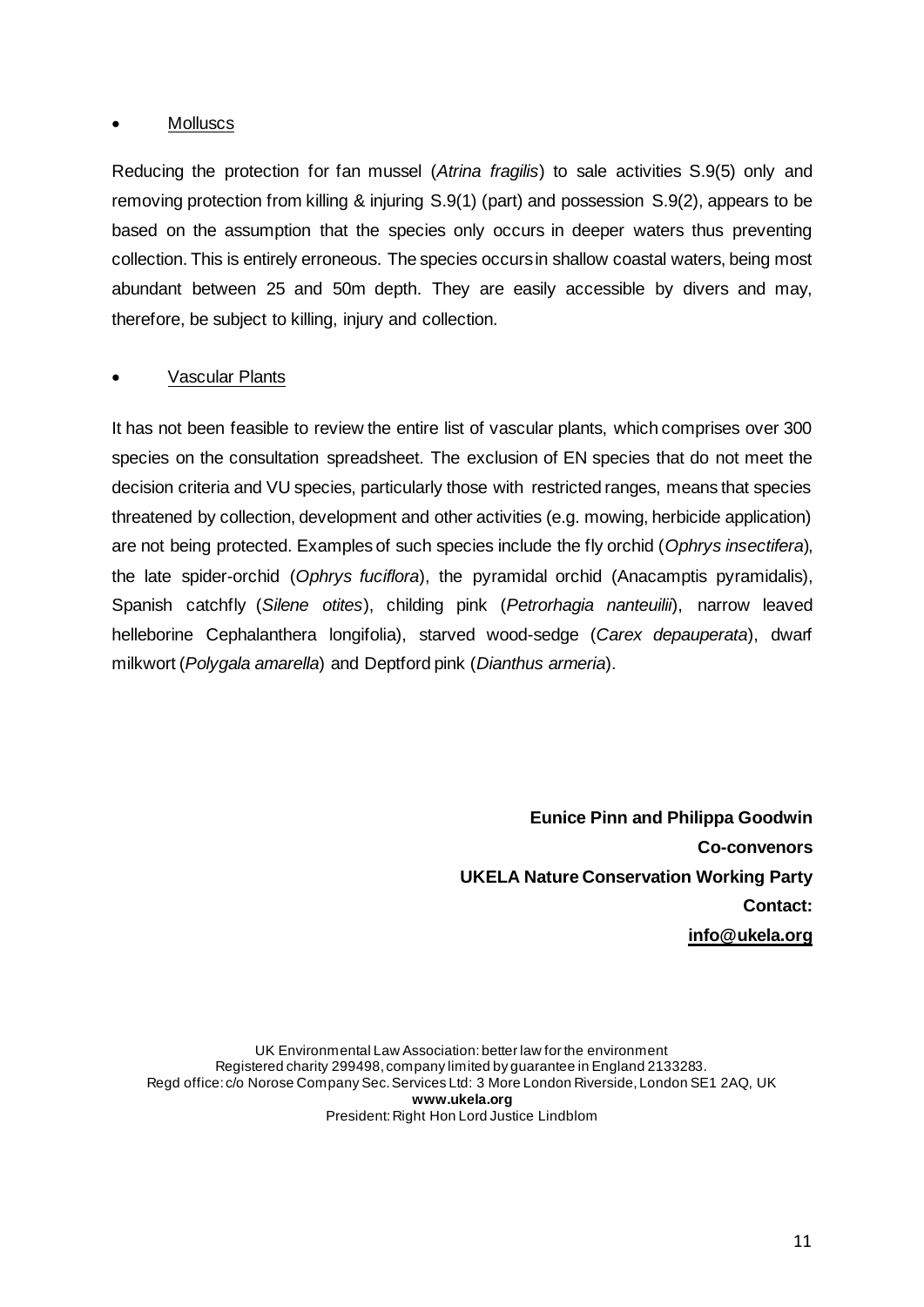- Molluscs

Reducing the protection for fan mussel (*Atrina fragilis*) to sale activities S.9(5) only and removing protection from killing & injuring S.9(1) (part) and possession S.9(2), appears to be based on the assumption that the species only occurs in deeper waters thus preventing collection. This is entirely erroneous. The species occurs in shallow coastal waters, being most abundant between 25 and 50m depth. They are easily accessible by divers and may, therefore, be subject to killing, injury and collection.

- Vascular Plants

It has not been feasible to review the entire list of vascular plants, which comprises over 300 species on the consultation spreadsheet. The exclusion of EN species that do not meet the decision criteria and VU species, particularly those with restricted ranges, means that species threatened by collection, development and other activities (e.g. mowing, herbicide application) are not being protected. Examples of such species include the fly orchid (*Ophrys insectifera*), the late spider-orchid (*Ophrys fuciflora*), the pyramidal orchid (Anacamptis pyramidalis), Spanish catchfly (*Silene otites*), childing pink (*Petrorhagia nanteuilii*), narrow leaved helleborine Cephalanthera longifolia), starved wood-sedge (*Carex depauperata*), dwarf milkwort (*Polygala amarella*) and Deptford pink (*Dianthus armeria*).

**Eunice Pinn and Philippa Goodwin**
**Co-convenors**
**UKELA Nature Conservation Working Party**
**Contact:**
**info@ukela.org**

UK Environmental Law Association: better law for the environment
Registered charity 299498, company limited by guarantee in England 2133283.
Regd office: c/o Norose Company Sec. Services Ltd: 3 More London Riverside, London SE1 2AQ, UK
**www.ukela.org**
President: Right Hon Lord Justice Lindblom